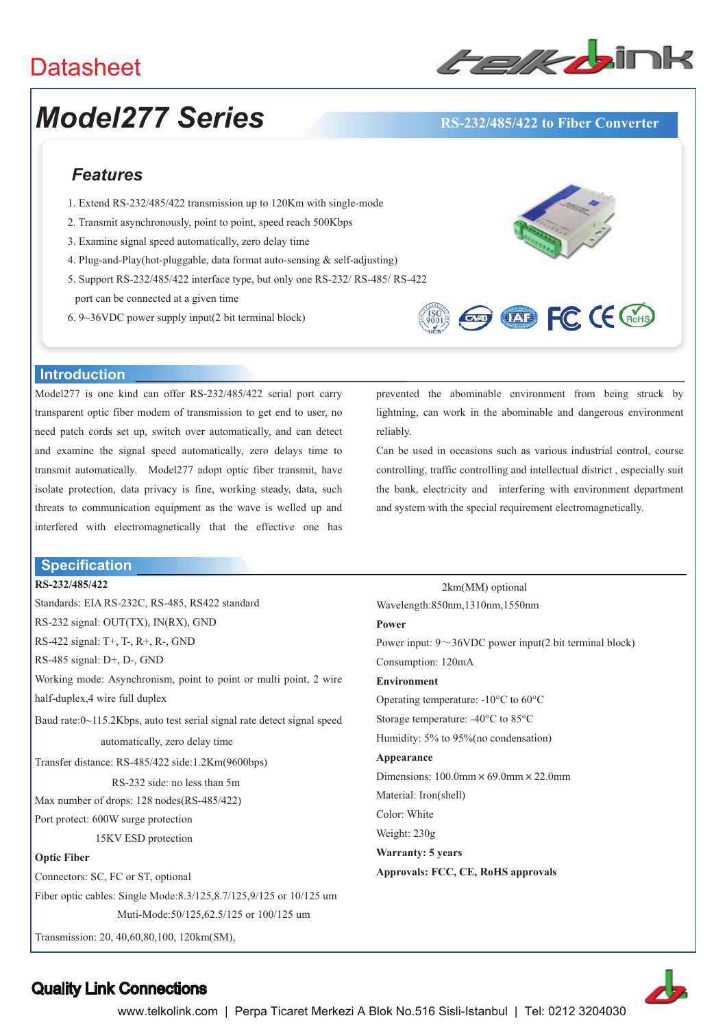Datasheet

# Model277 Series

**RS-232/485/422 to Fiber Converter**

## Features

1. Extend RS-232/485/422 transmission up to 120Km with single-mode
2. Transmit asynchronously, point to point, speed reach 500Kbps
3. Examine signal speed automatically, zero delay time
4. Plug-and-Play(hot-pluggable, data format auto-sensing & self-adjusting)
5. Support RS-232/485/422 interface type, but only one RS-232/ RS-485/ RS-422 port can be connected at a given time
6. 9~36VDC power supply input(2 bit terminal block)

## Introduction

Model277 is one kind can offer RS-232/485/422 serial port carry transparent optic fiber modem of transmission to get end to user, no need patch cords set up, switch over automatically, and can detect and examine the signal speed automatically, zero delays time to transmit automatically. Model277 adopt optic fiber transmit, have isolate protection, data privacy is fine, working steady, data, such threats to communication equipment as the wave is welled up and interfered with electromagnetically that the effective one has prevented the abominable environment from being struck by lightning, can work in the abominable and dangerous environment reliably.

Can be used in occasions such as various industrial control, course controlling, traffic controlling and intellectual district , especially suit the bank, electricity and interfering with environment department and system with the special requirement electromagnetically.

## Specification

**RS-232/485/422**

Standards: EIA RS-232C, RS-485, RS422 standard

RS-232 signal: OUT(TX), IN(RX), GND

RS-422 signal: T+, T-, R+, R-, GND

RS-485 signal: D+, D-, GND

Working mode: Asynchronism, point to point or multi point, 2 wire half-duplex,4 wire full duplex

Baud rate:0~115.2Kbps, auto test serial signal rate detect signal speed automatically, zero delay time

Transfer distance: RS-485/422 side:1.2Km(9600bps)
RS-232 side: no less than 5m

Max number of drops: 128 nodes(RS-485/422)

Port protect: 600W surge protection
15KV ESD protection

**Optic Fiber**

Connectors: SC, FC or ST, optional

Fiber optic cables: Single Mode:8.3/125,8.7/125,9/125 or 10/125 um
Muti-Mode:50/125,62.5/125 or 100/125 um

Transmission: 20, 40,60,80,100, 120km(SM),
2km(MM) optional

Wavelength:850nm,1310nm,1550nm

**Power**

Power input: 9～36VDC power input(2 bit terminal block)

Consumption: 120mA

**Environment**

Operating temperature: -10°C to 60°C

Storage temperature: -40°C to 85°C

Humidity: 5% to 95%(no condensation)

**Appearance**

Dimensions: 100.0mm × 69.0mm × 22.0mm

Material: Iron(shell)

Color: White

Weight: 230g

**Warranty: 5 years**

**Approvals: FCC, CE, RoHS approvals**

**Quality Link Connections**

www.telkolink.com | Perpa Ticaret Merkezi A Blok No.516 Sisli-Istanbul | Tel: 0212 3204030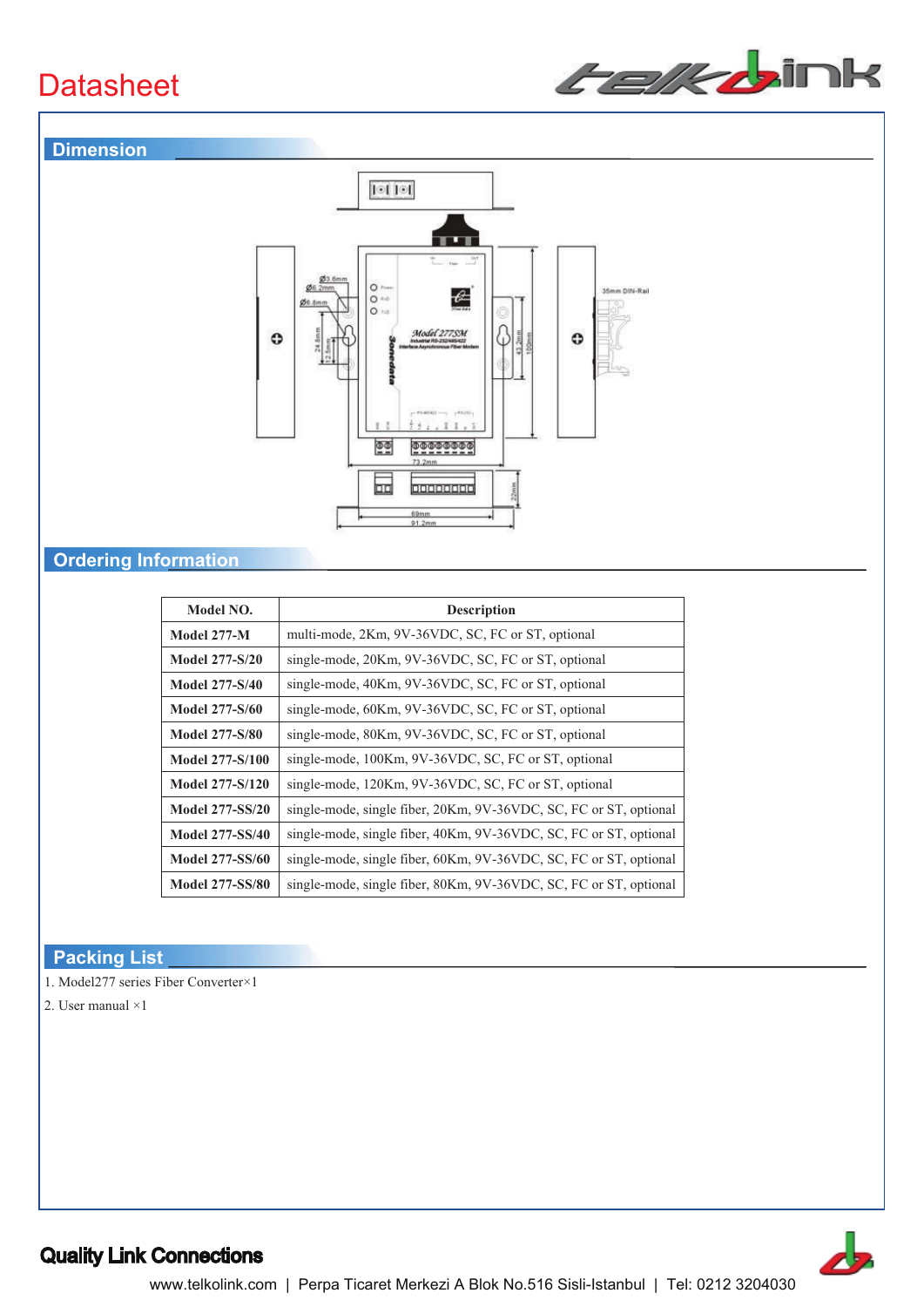# Datasheet

## Dimension

Ø3.6mm
Ø6.2mm
Ø6.8mm
24.8mm
12.5mm
Model 277SM
Industrial RS-232/485/422 Interface Asynchronous Fiber Modem
3onedata
43.2mm
100mm
35mm DIN-Rail
73.2mm
22mm
69mm
91.2mm

## Ordering Information

| Model NO. | Description |
|---|---|
| Model 277-M | multi-mode, 2Km, 9V-36VDC, SC, FC or ST, optional |
| Model 277-S/20 | single-mode, 20Km, 9V-36VDC, SC, FC or ST, optional |
| Model 277-S/40 | single-mode, 40Km, 9V-36VDC, SC, FC or ST, optional |
| Model 277-S/60 | single-mode, 60Km, 9V-36VDC, SC, FC or ST, optional |
| Model 277-S/80 | single-mode, 80Km, 9V-36VDC, SC, FC or ST, optional |
| Model 277-S/100 | single-mode, 100Km, 9V-36VDC, SC, FC or ST, optional |
| Model 277-S/120 | single-mode, 120Km, 9V-36VDC, SC, FC or ST, optional |
| Model 277-SS/20 | single-mode, single fiber, 20Km, 9V-36VDC, SC, FC or ST, optional |
| Model 277-SS/40 | single-mode, single fiber, 40Km, 9V-36VDC, SC, FC or ST, optional |
| Model 277-SS/60 | single-mode, single fiber, 60Km, 9V-36VDC, SC, FC or ST, optional |
| Model 277-SS/80 | single-mode, single fiber, 80Km, 9V-36VDC, SC, FC or ST, optional |

## Packing List

1. Model277 series Fiber Converter×1
2. User manual ×1

**Quality Link Connections**

www.telkolink.com | Perpa Ticaret Merkezi A Blok No.516 Sisli-Istanbul | Tel: 0212 3204030